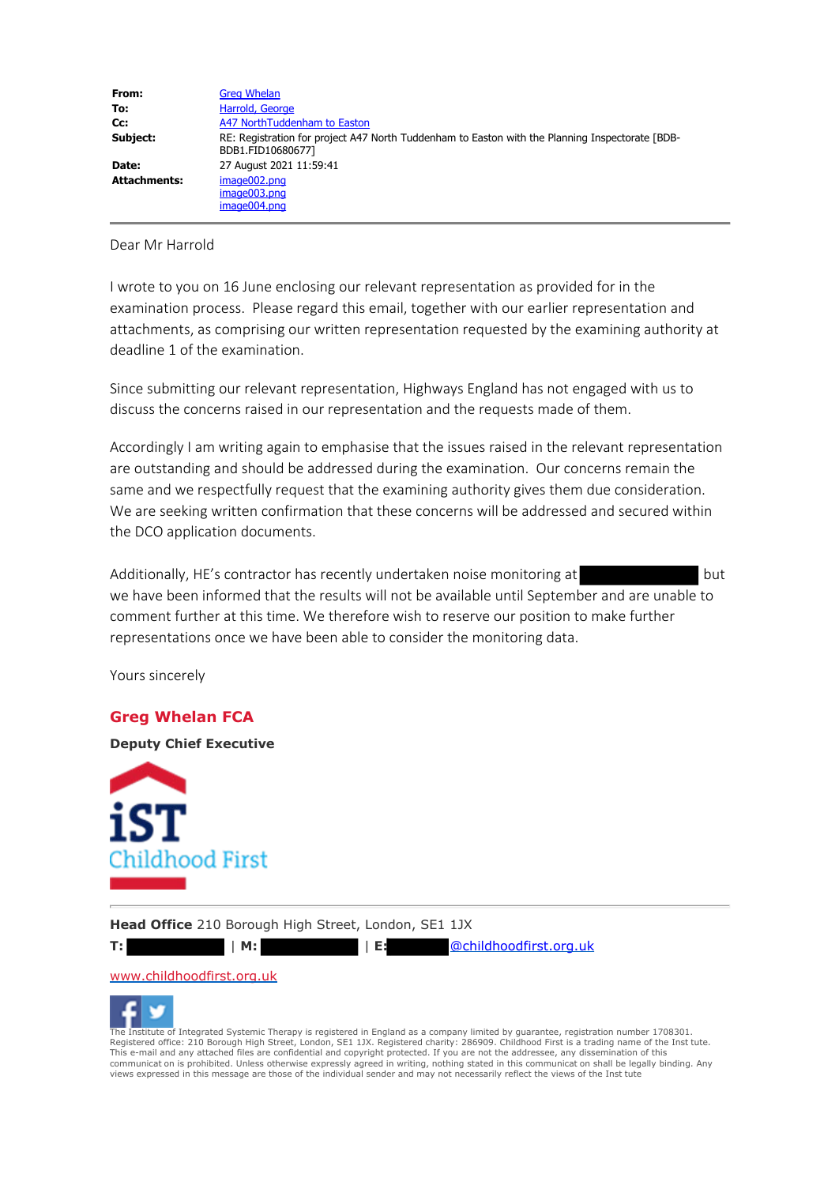| | |
|---|---|
| **From:** | Greg Whelan |
| **To:** | Harrold, George |
| **Cc:** | A47 NorthTuddenham to Easton |
| **Subject:** | RE: Registration for project A47 North Tuddenham to Easton with the Planning Inspectorate [BDB-BDB1.FID10680677] |
| **Date:** | 27 August 2021 11:59:41 |
| **Attachments:** | image002.png<br>image003.png<br>image004.png |

Dear Mr Harrold

I wrote to you on 16 June enclosing our relevant representation as provided for in the examination process. Please regard this email, together with our earlier representation and attachments, as comprising our written representation requested by the examining authority at deadline 1 of the examination.

Since submitting our relevant representation, Highways England has not engaged with us to discuss the concerns raised in our representation and the requests made of them.

Accordingly I am writing again to emphasise that the issues raised in the relevant representation are outstanding and should be addressed during the examination. Our concerns remain the same and we respectfully request that the examining authority gives them due consideration. We are seeking written confirmation that these concerns will be addressed and secured within the DCO application documents.

Additionally, HE's contractor has recently undertaken noise monitoring at [REDACTED] but we have been informed that the results will not be available until September and are unable to comment further at this time. We therefore wish to reserve our position to make further representations once we have been able to consider the monitoring data.

Yours sincerely

**Greg Whelan FCA**

**Deputy Chief Executive**

iST Childhood First

**Head Office** 210 Borough High Street, London, SE1 1JX

**T:** [REDACTED] | **M:** [REDACTED] | **E:** [REDACTED]@childhoodfirst.org.uk

www.childhoodfirst.org.uk

The Institute of Integrated Systemic Therapy is registered in England as a company limited by guarantee, registration number 1708301. Registered office: 210 Borough High Street, London, SE1 1JX. Registered charity: 286909. Childhood First is a trading name of the Inst tute. This e-mail and any attached files are confidential and copyright protected. If you are not the addressee, any dissemination of this communicat on is prohibited. Unless otherwise expressly agreed in writing, nothing stated in this communicat on shall be legally binding. Any views expressed in this message are those of the individual sender and may not necessarily reflect the views of the Inst tute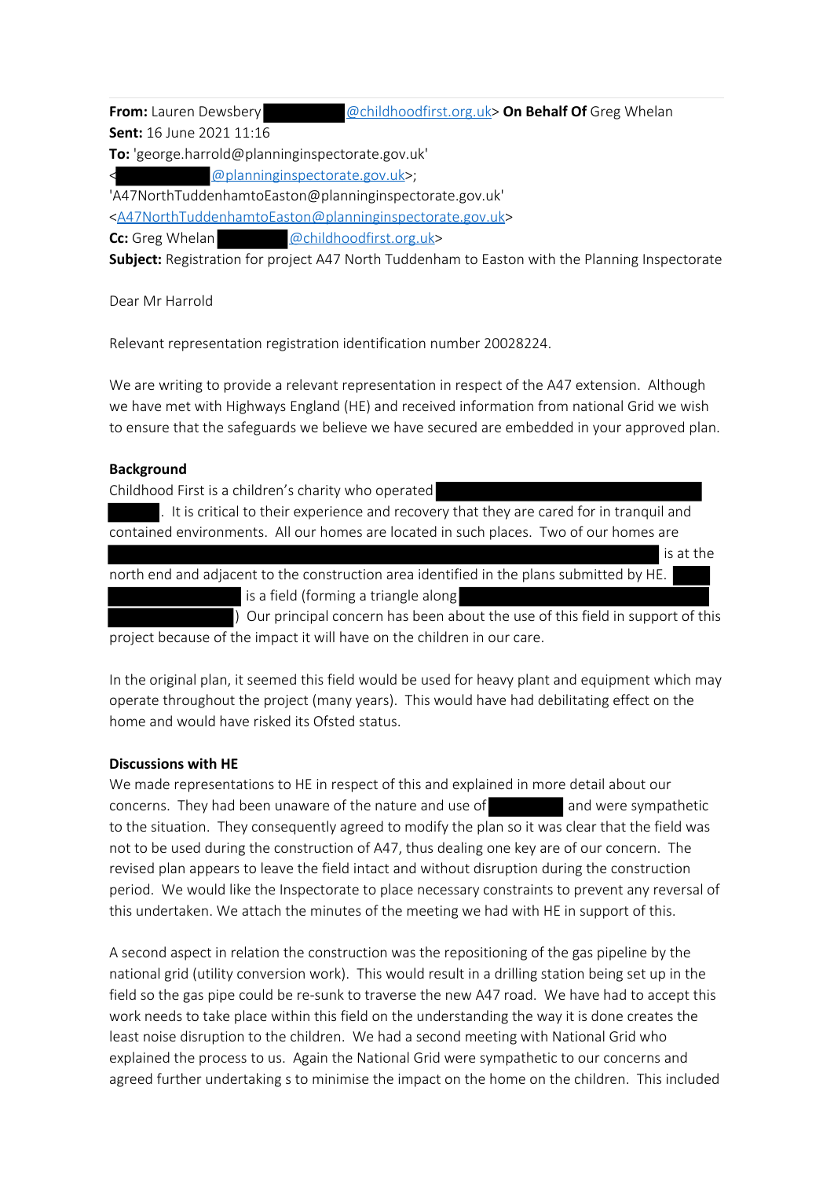**From:** Lauren Dewsbery [REDACTED]@childhoodfirst.org.uk> **On Behalf Of** Greg Whelan
**Sent:** 16 June 2021 11:16
**To:** 'george.harrold@planninginspectorate.gov.uk' <[REDACTED]@planninginspectorate.gov.uk>; 'A47NorthTuddenhamtoEaston@planninginspectorate.gov.uk' <A47NorthTuddenhamtoEaston@planninginspectorate.gov.uk>
**Cc:** Greg Whelan [REDACTED]@childhoodfirst.org.uk>
**Subject:** Registration for project A47 North Tuddenham to Easton with the Planning Inspectorate

Dear Mr Harrold

Relevant representation registration identification number 20028224.

We are writing to provide a relevant representation in respect of the A47 extension. Although we have met with Highways England (HE) and received information from national Grid we wish to ensure that the safeguards we believe we have secured are embedded in your approved plan.

**Background**

Childhood First is a children's charity who operated [REDACTED] [REDACTED]. It is critical to their experience and recovery that they are cared for in tranquil and contained environments. All our homes are located in such places. Two of our homes are [REDACTED] is at the north end and adjacent to the construction area identified in the plans submitted by HE. [REDACTED] [REDACTED] is a field (forming a triangle along [REDACTED] [REDACTED]) Our principal concern has been about the use of this field in support of this project because of the impact it will have on the children in our care.

In the original plan, it seemed this field would be used for heavy plant and equipment which may operate throughout the project (many years). This would have had debilitating effect on the home and would have risked its Ofsted status.

**Discussions with HE**

We made representations to HE in respect of this and explained in more detail about our concerns. They had been unaware of the nature and use of [REDACTED] and were sympathetic to the situation. They consequently agreed to modify the plan so it was clear that the field was not to be used during the construction of A47, thus dealing one key are of our concern. The revised plan appears to leave the field intact and without disruption during the construction period. We would like the Inspectorate to place necessary constraints to prevent any reversal of this undertaken. We attach the minutes of the meeting we had with HE in support of this.

A second aspect in relation the construction was the repositioning of the gas pipeline by the national grid (utility conversion work). This would result in a drilling station being set up in the field so the gas pipe could be re-sunk to traverse the new A47 road. We have had to accept this work needs to take place within this field on the understanding the way it is done creates the least noise disruption to the children. We had a second meeting with National Grid who explained the process to us. Again the National Grid were sympathetic to our concerns and agreed further undertaking s to minimise the impact the home on the children. This included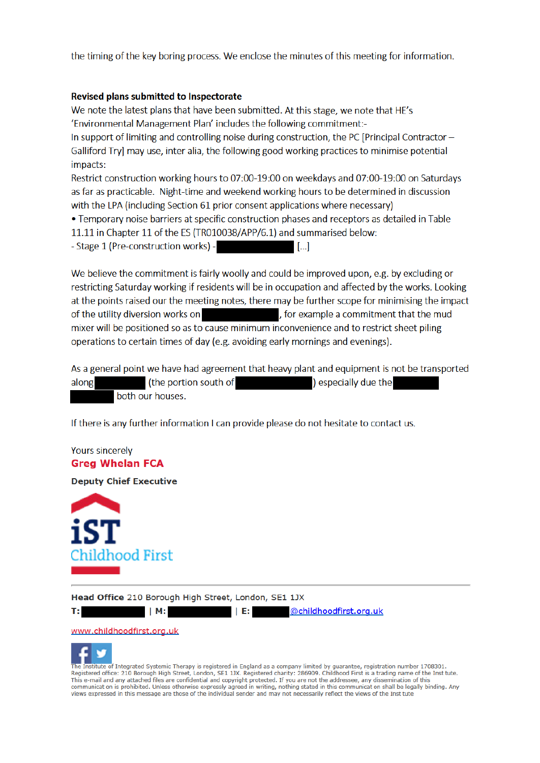the timing of the key boring process. We enclose the minutes of this meeting for information.

**Revised plans submitted to Inspectorate**

We note the latest plans that have been submitted. At this stage, we note that HE's 'Environmental Management Plan' includes the following commitment:-

In support of limiting and controlling noise during construction, the PC [Principal Contractor – Galliford Try] may use, inter alia, the following good working practices to minimise potential impacts:

Restrict construction working hours to 07:00-19:00 on weekdays and 07:00-19:00 on Saturdays as far as practicable. Night-time and weekend working hours to be determined in discussion with the LPA (including Section 61 prior consent applications where necessary)

- Temporary noise barriers at specific construction phases and receptors as detailed in Table 11.11 in Chapter 11 of the ES (TR010038/APP/6.1) and summarised below:

- Stage 1 (Pre-construction works) - [REDACTED] [...]

We believe the commitment is fairly woolly and could be improved upon, e.g. by excluding or restricting Saturday working if residents will be in occupation and affected by the works. Looking at the points raised our the meeting notes, there may be further scope for minimising the impact of the utility diversion works on [REDACTED], for example a commitment that the mud mixer will be positioned so as to cause minimum inconvenience and to restrict sheet piling operations to certain times of day (e.g. avoiding early mornings and evenings).

As a general point we have had agreement that heavy plant and equipment is not be transported along [REDACTED] (the portion south of [REDACTED]) especially due the [REDACTED] [REDACTED] both our houses.

If there is any further information I can provide please do not hesitate to contact us.

Yours sincerely

**Greg Whelan FCA**

**Deputy Chief Executive**

iST Childhood First

**Head Office** 210 Borough High Street, London, SE1 1JX

**T:** [REDACTED] | **M:** [REDACTED] | **E:** [REDACTED]@childhoodfirst.org.uk

www.childhoodfirst.org.uk

The Institute of Integrated Systemic Therapy is registered in England as a company limited by guarantee, registration number 1708301. Registered office: 210 Borough High Street, London, SE1 1JX. Registered charity: 286909. Childhood First is a trading name of the Inst tute. This e-mail and any attached files are confidential and copyright protected. If you are not the addressee, any dissemination of this communicat on is prohibited. Unless otherwise expressly agreed in writing, nothing stated in this communicat on shall be legally binding. Any views expressed in this message are those of the individual sender and may not necessarily reflect the views of the Inst tute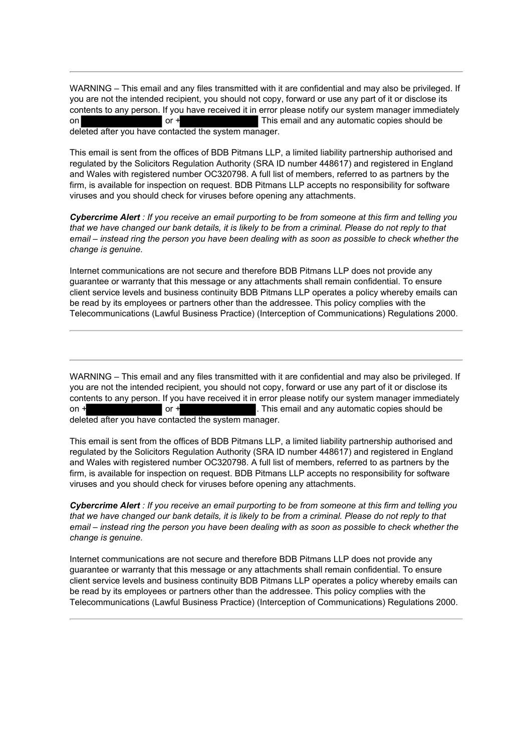---

WARNING – This email and any files transmitted with it are confidential and may also be privileged. If you are not the intended recipient, you should not copy, forward or use any part of it or disclose its contents to any person. If you have received it in error please notify our system manager immediately on [REDACTED] or +[REDACTED] This email and any automatic copies should be deleted after you have contacted the system manager.

This email is sent from the offices of BDB Pitmans LLP, a limited liability partnership authorised and regulated by the Solicitors Regulation Authority (SRA ID number 448617) and registered in England and Wales with registered number OC320798. A full list of members, referred to as partners by the firm, is available for inspection on request. BDB Pitmans LLP accepts no responsibility for software viruses and you should check for viruses before opening any attachments.

***Cybercrime Alert** : If you receive an email purporting to be from someone at this firm and telling you that we have changed our bank details, it is likely to be from a criminal. Please do not reply to that email – instead ring the person you have been dealing with as soon as possible to check whether the change is genuine.*

Internet communications are not secure and therefore BDB Pitmans LLP does not provide any guarantee or warranty that this message or any attachments shall remain confidential. To ensure client service levels and business continuity BDB Pitmans LLP operates a policy whereby emails can be read by its employees or partners other than the addressee. This policy complies with the Telecommunications (Lawful Business Practice) (Interception of Communications) Regulations 2000.

---

---

WARNING – This email and any files transmitted with it are confidential and may also be privileged. If you are not the intended recipient, you should not copy, forward or use any part of it or disclose its contents to any person. If you have received it in error please notify our system manager immediately on +[REDACTED] or +[REDACTED]. This email and any automatic copies should be deleted after you have contacted the system manager.

This email is sent from the offices of BDB Pitmans LLP, a limited liability partnership authorised and regulated by the Solicitors Regulation Authority (SRA ID number 448617) and registered in England and Wales with registered number OC320798. A full list of members, referred to as partners by the firm, is available for inspection on request. BDB Pitmans LLP accepts no responsibility for software viruses and you should check for viruses before opening any attachments.

***Cybercrime Alert** : If you receive an email purporting to be from someone at this firm and telling you that we have changed our bank details, it is likely to be from a criminal. Please do not reply to that email – instead ring the person you have been dealing with as soon as possible to check whether the change is genuine.*

Internet communications are not secure and therefore BDB Pitmans LLP does not provide any guarantee or warranty that this message or any attachments shall remain confidential. To ensure client service levels and business continuity BDB Pitmans LLP operates a policy whereby emails can be read by its employees or partners other than the addressee. This policy complies with the Telecommunications (Lawful Business Practice) (Interception of Communications) Regulations 2000.

---